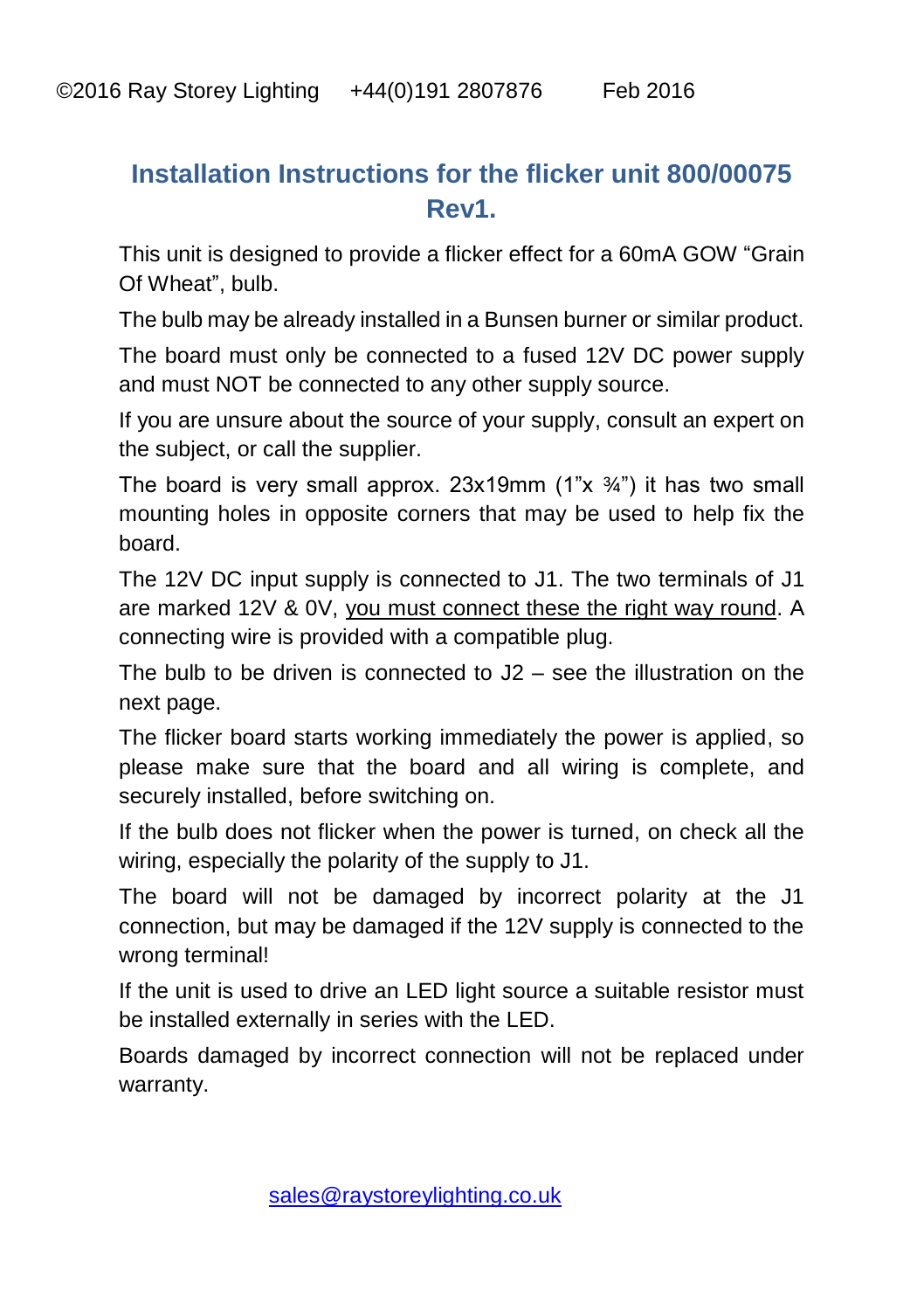©2016 Ray Storey Lighting +44(0)191 2807876 Feb 2016

## Installation Instructions for the flicker unit 800/00075 Rev1.

This unit is designed to provide a flicker effect for a 60mA GOW "Grain Of Wheat", bulb.

The bulb may be already installed in a Bunsen burner or similar product.

The board must only be connected to a fused 12V DC power supply and must NOT be connected to any other supply source.

If you are unsure about the source of your supply, consult an expert on the subject, or call the supplier.

The board is very small approx. 23x19mm (1"x ¾") it has two small mounting holes in opposite corners that may be used to help fix the board.

The 12V DC input supply is connected to J1. The two terminals of J1 are marked 12V & 0V, <u>you must connect these the right way round</u>. A connecting wire is provided with a compatible plug.

The bulb to be driven is connected to J2 – see the illustration on the next page.

The flicker board starts working immediately the power is applied, so please make sure that the board and all wiring is complete, and securely installed, before switching on.

If the bulb does not flicker when the power is turned, on check all the wiring, especially the polarity of the supply to J1.

The board will not be damaged by incorrect polarity at the J1 connection, but may be damaged if the 12V supply is connected to the wrong terminal!

If the unit is used to drive an LED light source a suitable resistor must be installed externally in series with the LED.

Boards damaged by incorrect connection will not be replaced under warranty.

sales@raystoreylighting.co.uk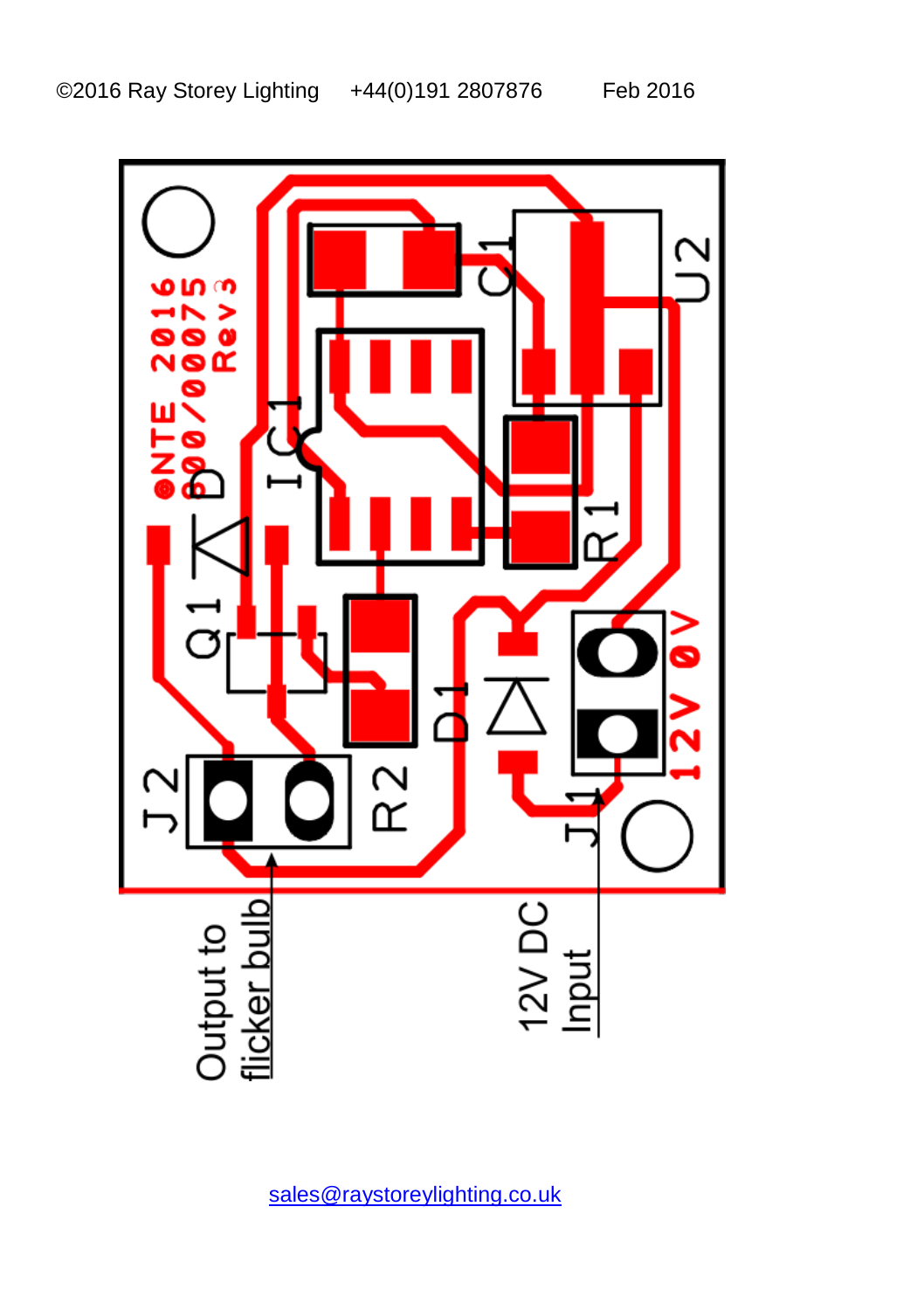©2016 Ray Storey Lighting +44(0)191 2807876 Feb 2016

©NTE 2016
800/00075
Rev3

C1

U2

IC1

D

Q1

R1

R2

D1

J2

J1

12V 0V

Output to flicker bulb

12V DC Input

sales@raystoreylighting.co.uk